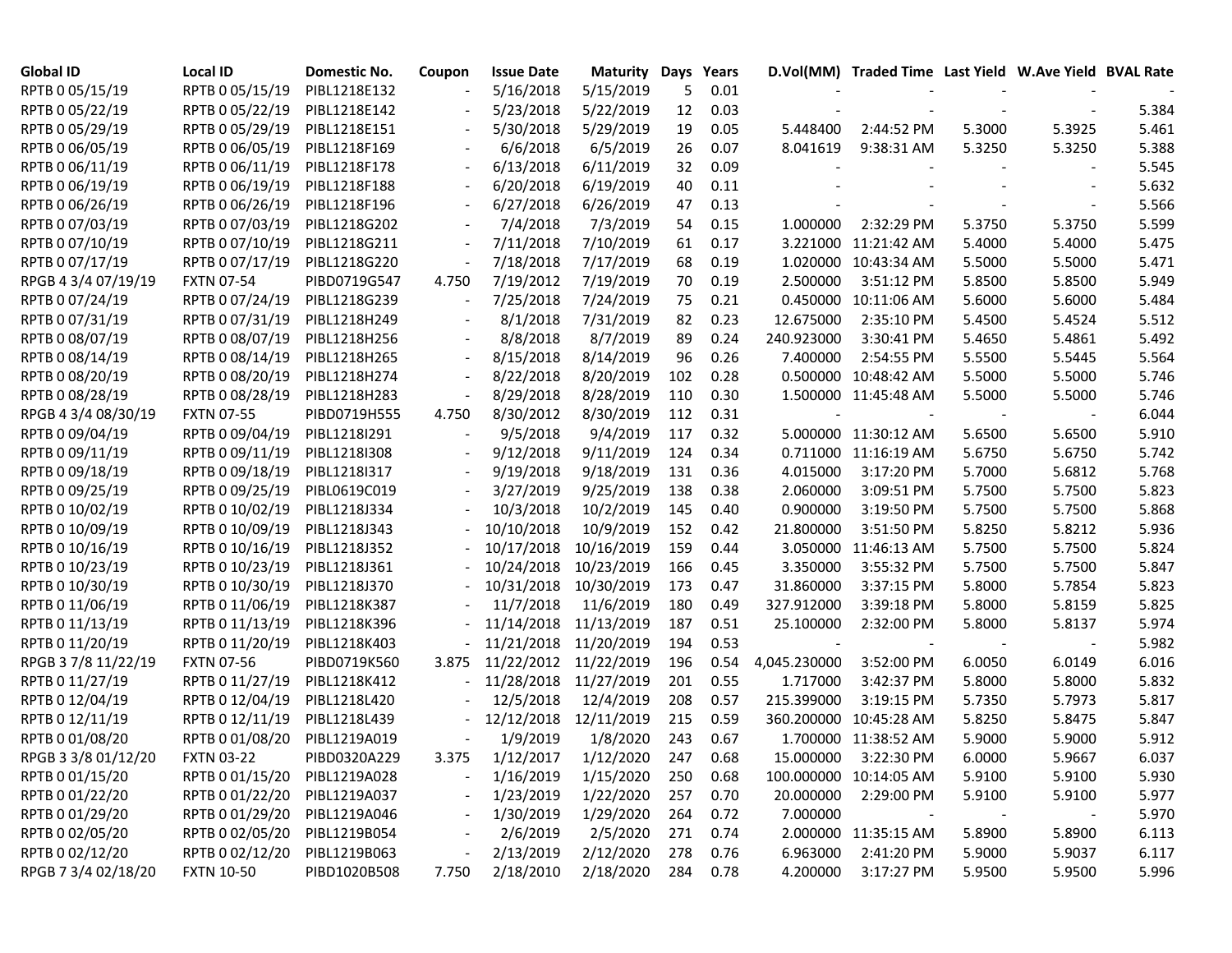| Global ID | Local ID | Domestic No. | Coupon | Issue Date | Maturity | Days | Years | D.Vol(MM) | Traded Time | Last Yield | W.Ave Yield | BVAL Rate |
|---|---|---|---|---|---|---|---|---|---|---|---|---|
| RPTB 0 05/15/19 | RPTB 0 05/15/19 | PIBL1218E132 | - | 5/16/2018 | 5/15/2019 | 5 | 0.01 | - | - | - | - | - |
| RPTB 0 05/22/19 | RPTB 0 05/22/19 | PIBL1218E142 | - | 5/23/2018 | 5/22/2019 | 12 | 0.03 | - | - | - | - | 5.384 |
| RPTB 0 05/29/19 | RPTB 0 05/29/19 | PIBL1218E151 | - | 5/30/2018 | 5/29/2019 | 19 | 0.05 | 5.448400 | 2:44:52 PM | 5.3000 | 5.3925 | 5.461 |
| RPTB 0 06/05/19 | RPTB 0 06/05/19 | PIBL1218F169 | - | 6/6/2018 | 6/5/2019 | 26 | 0.07 | 8.041619 | 9:38:31 AM | 5.3250 | 5.3250 | 5.388 |
| RPTB 0 06/11/19 | RPTB 0 06/11/19 | PIBL1218F178 | - | 6/13/2018 | 6/11/2019 | 32 | 0.09 | - | - | - | - | 5.545 |
| RPTB 0 06/19/19 | RPTB 0 06/19/19 | PIBL1218F188 | - | 6/20/2018 | 6/19/2019 | 40 | 0.11 | - | - | - | - | 5.632 |
| RPTB 0 06/26/19 | RPTB 0 06/26/19 | PIBL1218F196 | - | 6/27/2018 | 6/26/2019 | 47 | 0.13 | - | - | - | - | 5.566 |
| RPTB 0 07/03/19 | RPTB 0 07/03/19 | PIBL1218G202 | - | 7/4/2018 | 7/3/2019 | 54 | 0.15 | 1.000000 | 2:32:29 PM | 5.3750 | 5.3750 | 5.599 |
| RPTB 0 07/10/19 | RPTB 0 07/10/19 | PIBL1218G211 | - | 7/11/2018 | 7/10/2019 | 61 | 0.17 | 3.221000 | 11:21:42 AM | 5.4000 | 5.4000 | 5.475 |
| RPTB 0 07/17/19 | RPTB 0 07/17/19 | PIBL1218G220 | - | 7/18/2018 | 7/17/2019 | 68 | 0.19 | 1.020000 | 10:43:34 AM | 5.5000 | 5.5000 | 5.471 |
| RPGB 4 3/4 07/19/19 | FXTN 07-54 | PIBD0719G547 | 4.750 | 7/19/2012 | 7/19/2019 | 70 | 0.19 | 2.500000 | 3:51:12 PM | 5.8500 | 5.8500 | 5.949 |
| RPTB 0 07/24/19 | RPTB 0 07/24/19 | PIBL1218G239 | - | 7/25/2018 | 7/24/2019 | 75 | 0.21 | 0.450000 | 10:11:06 AM | 5.6000 | 5.6000 | 5.484 |
| RPTB 0 07/31/19 | RPTB 0 07/31/19 | PIBL1218H249 | - | 8/1/2018 | 7/31/2019 | 82 | 0.23 | 12.675000 | 2:35:10 PM | 5.4500 | 5.4524 | 5.512 |
| RPTB 0 08/07/19 | RPTB 0 08/07/19 | PIBL1218H256 | - | 8/8/2018 | 8/7/2019 | 89 | 0.24 | 240.923000 | 3:30:41 PM | 5.4650 | 5.4861 | 5.492 |
| RPTB 0 08/14/19 | RPTB 0 08/14/19 | PIBL1218H265 | - | 8/15/2018 | 8/14/2019 | 96 | 0.26 | 7.400000 | 2:54:55 PM | 5.5500 | 5.5445 | 5.564 |
| RPTB 0 08/20/19 | RPTB 0 08/20/19 | PIBL1218H274 | - | 8/22/2018 | 8/20/2019 | 102 | 0.28 | 0.500000 | 10:48:42 AM | 5.5000 | 5.5000 | 5.746 |
| RPTB 0 08/28/19 | RPTB 0 08/28/19 | PIBL1218H283 | - | 8/29/2018 | 8/28/2019 | 110 | 0.30 | 1.500000 | 11:45:48 AM | 5.5000 | 5.5000 | 5.746 |
| RPGB 4 3/4 08/30/19 | FXTN 07-55 | PIBD0719H555 | 4.750 | 8/30/2012 | 8/30/2019 | 112 | 0.31 | - | - | - | - | 6.044 |
| RPTB 0 09/04/19 | RPTB 0 09/04/19 | PIBL1218I291 | - | 9/5/2018 | 9/4/2019 | 117 | 0.32 | 5.000000 | 11:30:12 AM | 5.6500 | 5.6500 | 5.910 |
| RPTB 0 09/11/19 | RPTB 0 09/11/19 | PIBL1218I308 | - | 9/12/2018 | 9/11/2019 | 124 | 0.34 | 0.711000 | 11:16:19 AM | 5.6750 | 5.6750 | 5.742 |
| RPTB 0 09/18/19 | RPTB 0 09/18/19 | PIBL1218I317 | - | 9/19/2018 | 9/18/2019 | 131 | 0.36 | 4.015000 | 3:17:20 PM | 5.7000 | 5.6812 | 5.768 |
| RPTB 0 09/25/19 | RPTB 0 09/25/19 | PIBL0619C019 | - | 3/27/2019 | 9/25/2019 | 138 | 0.38 | 2.060000 | 3:09:51 PM | 5.7500 | 5.7500 | 5.823 |
| RPTB 0 10/02/19 | RPTB 0 10/02/19 | PIBL1218J334 | - | 10/3/2018 | 10/2/2019 | 145 | 0.40 | 0.900000 | 3:19:50 PM | 5.7500 | 5.7500 | 5.868 |
| RPTB 0 10/09/19 | RPTB 0 10/09/19 | PIBL1218J343 | - | 10/10/2018 | 10/9/2019 | 152 | 0.42 | 21.800000 | 3:51:50 PM | 5.8250 | 5.8212 | 5.936 |
| RPTB 0 10/16/19 | RPTB 0 10/16/19 | PIBL1218J352 | - | 10/17/2018 | 10/16/2019 | 159 | 0.44 | 3.050000 | 11:46:13 AM | 5.7500 | 5.7500 | 5.824 |
| RPTB 0 10/23/19 | RPTB 0 10/23/19 | PIBL1218J361 | - | 10/24/2018 | 10/23/2019 | 166 | 0.45 | 3.350000 | 3:55:32 PM | 5.7500 | 5.7500 | 5.847 |
| RPTB 0 10/30/19 | RPTB 0 10/30/19 | PIBL1218J370 | - | 10/31/2018 | 10/30/2019 | 173 | 0.47 | 31.860000 | 3:37:15 PM | 5.8000 | 5.7854 | 5.823 |
| RPTB 0 11/06/19 | RPTB 0 11/06/19 | PIBL1218K387 | - | 11/7/2018 | 11/6/2019 | 180 | 0.49 | 327.912000 | 3:39:18 PM | 5.8000 | 5.8159 | 5.825 |
| RPTB 0 11/13/19 | RPTB 0 11/13/19 | PIBL1218K396 | - | 11/14/2018 | 11/13/2019 | 187 | 0.51 | 25.100000 | 2:32:00 PM | 5.8000 | 5.8137 | 5.974 |
| RPTB 0 11/20/19 | RPTB 0 11/20/19 | PIBL1218K403 | - | 11/21/2018 | 11/20/2019 | 194 | 0.53 | - | - | - | - | 5.982 |
| RPGB 3 7/8 11/22/19 | FXTN 07-56 | PIBD0719K560 | 3.875 | 11/22/2012 | 11/22/2019 | 196 | 0.54 | 4,045.230000 | 3:52:00 PM | 6.0050 | 6.0149 | 6.016 |
| RPTB 0 11/27/19 | RPTB 0 11/27/19 | PIBL1218K412 | - | 11/28/2018 | 11/27/2019 | 201 | 0.55 | 1.717000 | 3:42:37 PM | 5.8000 | 5.8000 | 5.832 |
| RPTB 0 12/04/19 | RPTB 0 12/04/19 | PIBL1218L420 | - | 12/5/2018 | 12/4/2019 | 208 | 0.57 | 215.399000 | 3:19:15 PM | 5.7350 | 5.7973 | 5.817 |
| RPTB 0 12/11/19 | RPTB 0 12/11/19 | PIBL1218L439 | - | 12/12/2018 | 12/11/2019 | 215 | 0.59 | 360.200000 | 10:45:28 AM | 5.8250 | 5.8475 | 5.847 |
| RPTB 0 01/08/20 | RPTB 0 01/08/20 | PIBL1219A019 | - | 1/9/2019 | 1/8/2020 | 243 | 0.67 | 1.700000 | 11:38:52 AM | 5.9000 | 5.9000 | 5.912 |
| RPGB 3 3/8 01/12/20 | FXTN 03-22 | PIBD0320A229 | 3.375 | 1/12/2017 | 1/12/2020 | 247 | 0.68 | 15.000000 | 3:22:30 PM | 6.0000 | 5.9667 | 6.037 |
| RPTB 0 01/15/20 | RPTB 0 01/15/20 | PIBL1219A028 | - | 1/16/2019 | 1/15/2020 | 250 | 0.68 | 100.000000 | 10:14:05 AM | 5.9100 | 5.9100 | 5.930 |
| RPTB 0 01/22/20 | RPTB 0 01/22/20 | PIBL1219A037 | - | 1/23/2019 | 1/22/2020 | 257 | 0.70 | 20.000000 | 2:29:00 PM | 5.9100 | 5.9100 | 5.977 |
| RPTB 0 01/29/20 | RPTB 0 01/29/20 | PIBL1219A046 | - | 1/30/2019 | 1/29/2020 | 264 | 0.72 | 7.000000 | - | - | - | 5.970 |
| RPTB 0 02/05/20 | RPTB 0 02/05/20 | PIBL1219B054 | - | 2/6/2019 | 2/5/2020 | 271 | 0.74 | 2.000000 | 11:35:15 AM | 5.8900 | 5.8900 | 6.113 |
| RPTB 0 02/12/20 | RPTB 0 02/12/20 | PIBL1219B063 | - | 2/13/2019 | 2/12/2020 | 278 | 0.76 | 6.963000 | 2:41:20 PM | 5.9000 | 5.9037 | 6.117 |
| RPGB 7 3/4 02/18/20 | FXTN 10-50 | PIBD1020B508 | 7.750 | 2/18/2010 | 2/18/2020 | 284 | 0.78 | 4.200000 | 3:17:27 PM | 5.9500 | 5.9500 | 5.996 |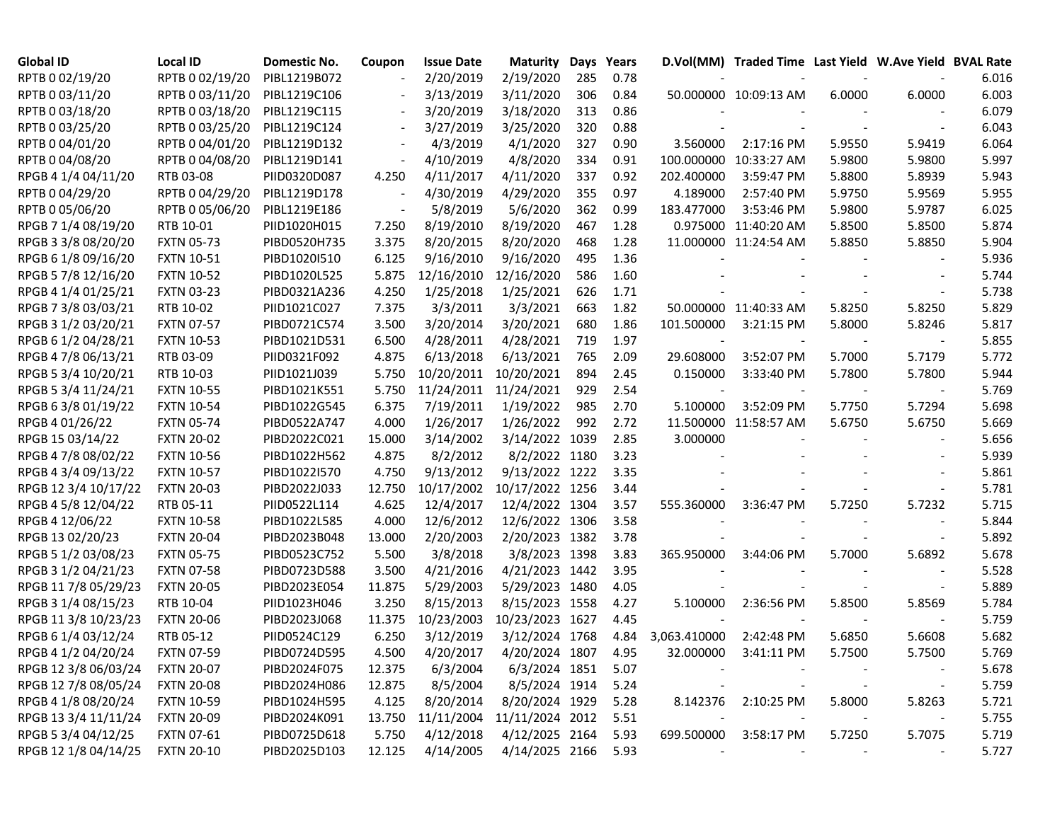| Global ID | Local ID | Domestic No. | Coupon | Issue Date | Maturity | Days | Years | D.Vol(MM) | Traded Time | Last Yield | W.Ave Yield | BVAL Rate |
|---|---|---|---|---|---|---|---|---|---|---|---|---|
| RPTB 0 02/19/20 | RPTB 0 02/19/20 | PIBL1219B072 | - | 2/20/2019 | 2/19/2020 | 285 | 0.78 | - | - | - | - | 6.016 |
| RPTB 0 03/11/20 | RPTB 0 03/11/20 | PIBL1219C106 | - | 3/13/2019 | 3/11/2020 | 306 | 0.84 | 50.000000 | 10:09:13 AM | 6.0000 | 6.0000 | 6.003 |
| RPTB 0 03/18/20 | RPTB 0 03/18/20 | PIBL1219C115 | - | 3/20/2019 | 3/18/2020 | 313 | 0.86 | - | - | - | - | 6.079 |
| RPTB 0 03/25/20 | RPTB 0 03/25/20 | PIBL1219C124 | - | 3/27/2019 | 3/25/2020 | 320 | 0.88 | - | - | - | - | 6.043 |
| RPTB 0 04/01/20 | RPTB 0 04/01/20 | PIBL1219D132 | - | 4/3/2019 | 4/1/2020 | 327 | 0.90 | 3.560000 | 2:17:16 PM | 5.9550 | 5.9419 | 6.064 |
| RPTB 0 04/08/20 | RPTB 0 04/08/20 | PIBL1219D141 | - | 4/10/2019 | 4/8/2020 | 334 | 0.91 | 100.000000 | 10:33:27 AM | 5.9800 | 5.9800 | 5.997 |
| RPGB 4 1/4 04/11/20 | RTB 03-08 | PIID0320D087 | 4.250 | 4/11/2017 | 4/11/2020 | 337 | 0.92 | 202.400000 | 3:59:47 PM | 5.8800 | 5.8939 | 5.943 |
| RPTB 0 04/29/20 | RPTB 0 04/29/20 | PIBL1219D178 | - | 4/30/2019 | 4/29/2020 | 355 | 0.97 | 4.189000 | 2:57:40 PM | 5.9750 | 5.9569 | 5.955 |
| RPTB 0 05/06/20 | RPTB 0 05/06/20 | PIBL1219E186 | - | 5/8/2019 | 5/6/2020 | 362 | 0.99 | 183.477000 | 3:53:46 PM | 5.9800 | 5.9787 | 6.025 |
| RPGB 7 1/4 08/19/20 | RTB 10-01 | PIID1020H015 | 7.250 | 8/19/2010 | 8/19/2020 | 467 | 1.28 | 0.975000 | 11:40:20 AM | 5.8500 | 5.8500 | 5.874 |
| RPGB 3 3/8 08/20/20 | FXTN 05-73 | PIBD0520H735 | 3.375 | 8/20/2015 | 8/20/2020 | 468 | 1.28 | 11.000000 | 11:24:54 AM | 5.8850 | 5.8850 | 5.904 |
| RPGB 6 1/8 09/16/20 | FXTN 10-51 | PIBD1020I510 | 6.125 | 9/16/2010 | 9/16/2020 | 495 | 1.36 | - | - | - | - | 5.936 |
| RPGB 5 7/8 12/16/20 | FXTN 10-52 | PIBD1020L525 | 5.875 | 12/16/2010 | 12/16/2020 | 586 | 1.60 | - | - | - | - | 5.744 |
| RPGB 4 1/4 01/25/21 | FXTN 03-23 | PIBD0321A236 | 4.250 | 1/25/2018 | 1/25/2021 | 626 | 1.71 | - | - | - | - | 5.738 |
| RPGB 7 3/8 03/03/21 | RTB 10-02 | PIID1021C027 | 7.375 | 3/3/2011 | 3/3/2021 | 663 | 1.82 | 50.000000 | 11:40:33 AM | 5.8250 | 5.8250 | 5.829 |
| RPGB 3 1/2 03/20/21 | FXTN 07-57 | PIBD0721C574 | 3.500 | 3/20/2014 | 3/20/2021 | 680 | 1.86 | 101.500000 | 3:21:15 PM | 5.8000 | 5.8246 | 5.817 |
| RPGB 6 1/2 04/28/21 | FXTN 10-53 | PIBD1021D531 | 6.500 | 4/28/2011 | 4/28/2021 | 719 | 1.97 | - | - | - | - | 5.855 |
| RPGB 4 7/8 06/13/21 | RTB 03-09 | PIID0321F092 | 4.875 | 6/13/2018 | 6/13/2021 | 765 | 2.09 | 29.608000 | 3:52:07 PM | 5.7000 | 5.7179 | 5.772 |
| RPGB 5 3/4 10/20/21 | RTB 10-03 | PIID1021J039 | 5.750 | 10/20/2011 | 10/20/2021 | 894 | 2.45 | 0.150000 | 3:33:40 PM | 5.7800 | 5.7800 | 5.944 |
| RPGB 5 3/4 11/24/21 | FXTN 10-55 | PIBD1021K551 | 5.750 | 11/24/2011 | 11/24/2021 | 929 | 2.54 | - | - | - | - | 5.769 |
| RPGB 6 3/8 01/19/22 | FXTN 10-54 | PIBD1022G545 | 6.375 | 7/19/2011 | 1/19/2022 | 985 | 2.70 | 5.100000 | 3:52:09 PM | 5.7750 | 5.7294 | 5.698 |
| RPGB 4 01/26/22 | FXTN 05-74 | PIBD0522A747 | 4.000 | 1/26/2017 | 1/26/2022 | 992 | 2.72 | 11.500000 | 11:58:57 AM | 5.6750 | 5.6750 | 5.669 |
| RPGB 15 03/14/22 | FXTN 20-02 | PIBD2022C021 | 15.000 | 3/14/2002 | 3/14/2022 | 1039 | 2.85 | 3.000000 | - | - | - | 5.656 |
| RPGB 4 7/8 08/02/22 | FXTN 10-56 | PIBD1022H562 | 4.875 | 8/2/2012 | 8/2/2022 | 1180 | 3.23 | - | - | - | - | 5.939 |
| RPGB 4 3/4 09/13/22 | FXTN 10-57 | PIBD1022I570 | 4.750 | 9/13/2012 | 9/13/2022 | 1222 | 3.35 | - | - | - | - | 5.861 |
| RPGB 12 3/4 10/17/22 | FXTN 20-03 | PIBD2022J033 | 12.750 | 10/17/2002 | 10/17/2022 | 1256 | 3.44 | - | - | - | - | 5.781 |
| RPGB 4 5/8 12/04/22 | RTB 05-11 | PIID0522L114 | 4.625 | 12/4/2017 | 12/4/2022 | 1304 | 3.57 | 555.360000 | 3:36:47 PM | 5.7250 | 5.7232 | 5.715 |
| RPGB 4 12/06/22 | FXTN 10-58 | PIBD1022L585 | 4.000 | 12/6/2012 | 12/6/2022 | 1306 | 3.58 | - | - | - | - | 5.844 |
| RPGB 13 02/20/23 | FXTN 20-04 | PIBD2023B048 | 13.000 | 2/20/2003 | 2/20/2023 | 1382 | 3.78 | - | - | - | - | 5.892 |
| RPGB 5 1/2 03/08/23 | FXTN 05-75 | PIBD0523C752 | 5.500 | 3/8/2018 | 3/8/2023 | 1398 | 3.83 | 365.950000 | 3:44:06 PM | 5.7000 | 5.6892 | 5.678 |
| RPGB 3 1/2 04/21/23 | FXTN 07-58 | PIBD0723D588 | 3.500 | 4/21/2016 | 4/21/2023 | 1442 | 3.95 | - | - | - | - | 5.528 |
| RPGB 11 7/8 05/29/23 | FXTN 20-05 | PIBD2023E054 | 11.875 | 5/29/2003 | 5/29/2023 | 1480 | 4.05 | - | - | - | - | 5.889 |
| RPGB 3 1/4 08/15/23 | RTB 10-04 | PIID1023H046 | 3.250 | 8/15/2013 | 8/15/2023 | 1558 | 4.27 | 5.100000 | 2:36:56 PM | 5.8500 | 5.8569 | 5.784 |
| RPGB 11 3/8 10/23/23 | FXTN 20-06 | PIBD2023J068 | 11.375 | 10/23/2003 | 10/23/2023 | 1627 | 4.45 | - | - | - | - | 5.759 |
| RPGB 6 1/4 03/12/24 | RTB 05-12 | PIID0524C129 | 6.250 | 3/12/2019 | 3/12/2024 | 1768 | 4.84 | 3,063.410000 | 2:42:48 PM | 5.6850 | 5.6608 | 5.682 |
| RPGB 4 1/2 04/20/24 | FXTN 07-59 | PIBD0724D595 | 4.500 | 4/20/2017 | 4/20/2024 | 1807 | 4.95 | 32.000000 | 3:41:11 PM | 5.7500 | 5.7500 | 5.769 |
| RPGB 12 3/8 06/03/24 | FXTN 20-07 | PIBD2024F075 | 12.375 | 6/3/2004 | 6/3/2024 | 1851 | 5.07 | - | - | - | - | 5.678 |
| RPGB 12 7/8 08/05/24 | FXTN 20-08 | PIBD2024H086 | 12.875 | 8/5/2004 | 8/5/2024 | 1914 | 5.24 | - | - | - | - | 5.759 |
| RPGB 4 1/8 08/20/24 | FXTN 10-59 | PIBD1024H595 | 4.125 | 8/20/2014 | 8/20/2024 | 1929 | 5.28 | 8.142376 | 2:10:25 PM | 5.8000 | 5.8263 | 5.721 |
| RPGB 13 3/4 11/11/24 | FXTN 20-09 | PIBD2024K091 | 13.750 | 11/11/2004 | 11/11/2024 | 2012 | 5.51 | - | - | - | - | 5.755 |
| RPGB 5 3/4 04/12/25 | FXTN 07-61 | PIBD0725D618 | 5.750 | 4/12/2018 | 4/12/2025 | 2164 | 5.93 | 699.500000 | 3:58:17 PM | 5.7250 | 5.7075 | 5.719 |
| RPGB 12 1/8 04/14/25 | FXTN 20-10 | PIBD2025D103 | 12.125 | 4/14/2005 | 4/14/2025 | 2166 | 5.93 | - | - | - | - | 5.727 |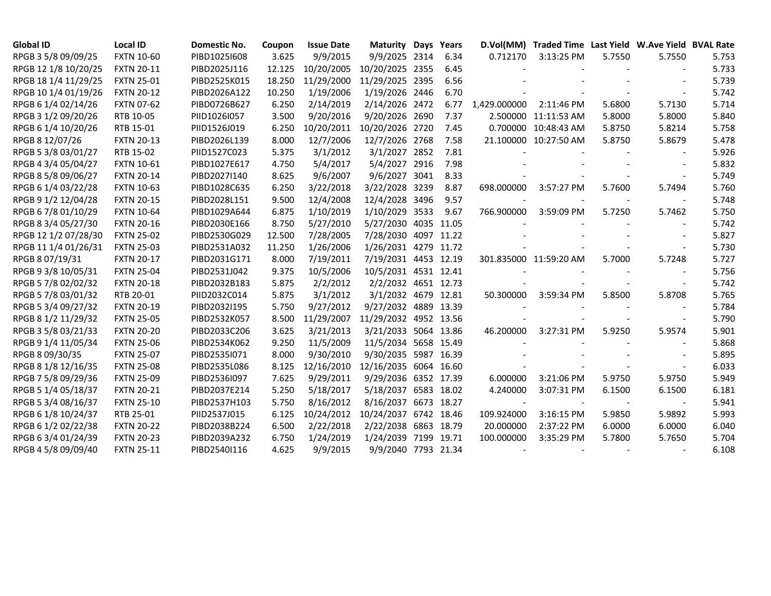| Global ID | Local ID | Domestic No. | Coupon | Issue Date | Maturity | Days | Years | D.Vol(MM) | Traded Time | Last Yield | W.Ave Yield | BVAL Rate |
|---|---|---|---|---|---|---|---|---|---|---|---|---|
| RPGB 3 5/8 09/09/25 | FXTN 10-60 | PIBD1025I608 | 3.625 | 9/9/2015 | 9/9/2025 | 2314 | 6.34 | 0.712170 | 3:13:25 PM | 5.7550 | 5.7550 | 5.753 |
| RPGB 12 1/8 10/20/25 | FXTN 20-11 | PIBD2025J116 | 12.125 | 10/20/2005 | 10/20/2025 | 2355 | 6.45 | - | - | - | - | 5.733 |
| RPGB 18 1/4 11/29/25 | FXTN 25-01 | PIBD2525K015 | 18.250 | 11/29/2000 | 11/29/2025 | 2395 | 6.56 | - | - | - | - | 5.739 |
| RPGB 10 1/4 01/19/26 | FXTN 20-12 | PIBD2026A122 | 10.250 | 1/19/2006 | 1/19/2026 | 2446 | 6.70 | - | - | - | - | 5.742 |
| RPGB 6 1/4 02/14/26 | FXTN 07-62 | PIBD0726B627 | 6.250 | 2/14/2019 | 2/14/2026 | 2472 | 6.77 | 1,429.000000 | 2:11:46 PM | 5.6800 | 5.7130 | 5.714 |
| RPGB 3 1/2 09/20/26 | RTB 10-05 | PIID1026I057 | 3.500 | 9/20/2016 | 9/20/2026 | 2690 | 7.37 | 2.500000 | 11:11:53 AM | 5.8000 | 5.8000 | 5.840 |
| RPGB 6 1/4 10/20/26 | RTB 15-01 | PIID1526J019 | 6.250 | 10/20/2011 | 10/20/2026 | 2720 | 7.45 | 0.700000 | 10:48:43 AM | 5.8750 | 5.8214 | 5.758 |
| RPGB 8 12/07/26 | FXTN 20-13 | PIBD2026L139 | 8.000 | 12/7/2006 | 12/7/2026 | 2768 | 7.58 | 21.100000 | 10:27:50 AM | 5.8750 | 5.8679 | 5.478 |
| RPGB 5 3/8 03/01/27 | RTB 15-02 | PIID1527C023 | 5.375 | 3/1/2012 | 3/1/2027 | 2852 | 7.81 | - | - | - | - | 5.926 |
| RPGB 4 3/4 05/04/27 | FXTN 10-61 | PIBD1027E617 | 4.750 | 5/4/2017 | 5/4/2027 | 2916 | 7.98 | - | - | - | - | 5.832 |
| RPGB 8 5/8 09/06/27 | FXTN 20-14 | PIBD2027I140 | 8.625 | 9/6/2007 | 9/6/2027 | 3041 | 8.33 | - | - | - | - | 5.749 |
| RPGB 6 1/4 03/22/28 | FXTN 10-63 | PIBD1028C635 | 6.250 | 3/22/2018 | 3/22/2028 | 3239 | 8.87 | 698.000000 | 3:57:27 PM | 5.7600 | 5.7494 | 5.760 |
| RPGB 9 1/2 12/04/28 | FXTN 20-15 | PIBD2028L151 | 9.500 | 12/4/2008 | 12/4/2028 | 3496 | 9.57 | - | - | - | - | 5.748 |
| RPGB 6 7/8 01/10/29 | FXTN 10-64 | PIBD1029A644 | 6.875 | 1/10/2019 | 1/10/2029 | 3533 | 9.67 | 766.900000 | 3:59:09 PM | 5.7250 | 5.7462 | 5.750 |
| RPGB 8 3/4 05/27/30 | FXTN 20-16 | PIBD2030E166 | 8.750 | 5/27/2010 | 5/27/2030 | 4035 | 11.05 | - | - | - | - | 5.742 |
| RPGB 12 1/2 07/28/30 | FXTN 25-02 | PIBD2530G029 | 12.500 | 7/28/2005 | 7/28/2030 | 4097 | 11.22 | - | - | - | - | 5.827 |
| RPGB 11 1/4 01/26/31 | FXTN 25-03 | PIBD2531A032 | 11.250 | 1/26/2006 | 1/26/2031 | 4279 | 11.72 | - | - | - | - | 5.730 |
| RPGB 8 07/19/31 | FXTN 20-17 | PIBD2031G171 | 8.000 | 7/19/2011 | 7/19/2031 | 4453 | 12.19 | 301.835000 | 11:59:20 AM | 5.7000 | 5.7248 | 5.727 |
| RPGB 9 3/8 10/05/31 | FXTN 25-04 | PIBD2531J042 | 9.375 | 10/5/2006 | 10/5/2031 | 4531 | 12.41 | - | - | - | - | 5.756 |
| RPGB 5 7/8 02/02/32 | FXTN 20-18 | PIBD2032B183 | 5.875 | 2/2/2012 | 2/2/2032 | 4651 | 12.73 | - | - | - | - | 5.742 |
| RPGB 5 7/8 03/01/32 | RTB 20-01 | PIID2032C014 | 5.875 | 3/1/2012 | 3/1/2032 | 4679 | 12.81 | 50.300000 | 3:59:34 PM | 5.8500 | 5.8708 | 5.765 |
| RPGB 5 3/4 09/27/32 | FXTN 20-19 | PIBD2032I195 | 5.750 | 9/27/2012 | 9/27/2032 | 4889 | 13.39 | - | - | - | - | 5.784 |
| RPGB 8 1/2 11/29/32 | FXTN 25-05 | PIBD2532K057 | 8.500 | 11/29/2007 | 11/29/2032 | 4952 | 13.56 | - | - | - | - | 5.790 |
| RPGB 3 5/8 03/21/33 | FXTN 20-20 | PIBD2033C206 | 3.625 | 3/21/2013 | 3/21/2033 | 5064 | 13.86 | 46.200000 | 3:27:31 PM | 5.9250 | 5.9574 | 5.901 |
| RPGB 9 1/4 11/05/34 | FXTN 25-06 | PIBD2534K062 | 9.250 | 11/5/2009 | 11/5/2034 | 5658 | 15.49 | - | - | - | - | 5.868 |
| RPGB 8 09/30/35 | FXTN 25-07 | PIBD2535I071 | 8.000 | 9/30/2010 | 9/30/2035 | 5987 | 16.39 | - | - | - | - | 5.895 |
| RPGB 8 1/8 12/16/35 | FXTN 25-08 | PIBD2535L086 | 8.125 | 12/16/2010 | 12/16/2035 | 6064 | 16.60 | - | - | - | - | 6.033 |
| RPGB 7 5/8 09/29/36 | FXTN 25-09 | PIBD2536I097 | 7.625 | 9/29/2011 | 9/29/2036 | 6352 | 17.39 | 6.000000 | 3:21:06 PM | 5.9750 | 5.9750 | 5.949 |
| RPGB 5 1/4 05/18/37 | FXTN 20-21 | PIBD2037E214 | 5.250 | 5/18/2017 | 5/18/2037 | 6583 | 18.02 | 4.240000 | 3:07:31 PM | 6.1500 | 6.1500 | 6.181 |
| RPGB 5 3/4 08/16/37 | FXTN 25-10 | PIBD2537H103 | 5.750 | 8/16/2012 | 8/16/2037 | 6673 | 18.27 | - | - | - | - | 5.941 |
| RPGB 6 1/8 10/24/37 | RTB 25-01 | PIID2537J015 | 6.125 | 10/24/2012 | 10/24/2037 | 6742 | 18.46 | 109.924000 | 3:16:15 PM | 5.9850 | 5.9892 | 5.993 |
| RPGB 6 1/2 02/22/38 | FXTN 20-22 | PIBD2038B224 | 6.500 | 2/22/2018 | 2/22/2038 | 6863 | 18.79 | 20.000000 | 2:37:22 PM | 6.0000 | 6.0000 | 6.040 |
| RPGB 6 3/4 01/24/39 | FXTN 20-23 | PIBD2039A232 | 6.750 | 1/24/2019 | 1/24/2039 | 7199 | 19.71 | 100.000000 | 3:35:29 PM | 5.7800 | 5.7650 | 5.704 |
| RPGB 4 5/8 09/09/40 | FXTN 25-11 | PIBD2540I116 | 4.625 | 9/9/2015 | 9/9/2040 | 7793 | 21.34 | - | - | - | - | 6.108 |